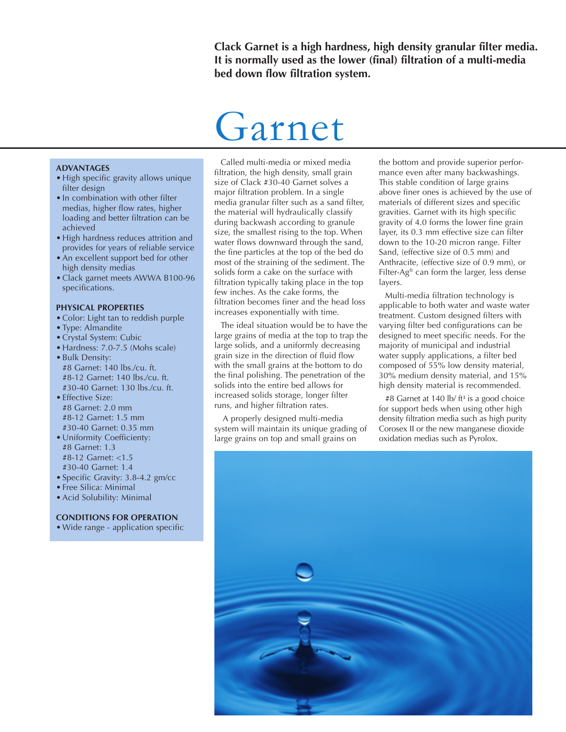**Clack Garnet is a high hardness, high density granular filter media. It is normally used as the lower (final) filtration of a multi-media bed down flow filtration system.**

# Garnet

**ADVANTAGES**

- High specific gravity allows unique filter design
- In combination with other filter medias, higher flow rates, higher loading and better filtration can be achieved
- High hardness reduces attrition and provides for years of reliable service
- An excellent support bed for other high density medias
- Clack garnet meets AWWA B100-96 specifications.

**PHYSICAL PROPERTIES**

- Color: Light tan to reddish purple
- Type: Almandite
- Crystal System: Cubic
- Hardness: 7.0-7.5 (Mohs scale)
- Bulk Density:
  #8 Garnet: 140 lbs./cu. ft.
  #8-12 Garnet: 140 lbs./cu. ft.
  #30-40 Garnet: 130 lbs./cu. ft.
- Effective Size:
  #8 Garnet: 2.0 mm
  #8-12 Garnet: 1.5 mm
  #30-40 Garnet: 0.35 mm
- Uniformity Coefficienty:
  #8 Garnet: 1.3
  #8-12 Garnet: <1.5
  #30-40 Garnet: 1.4
- Specific Gravity: 3.8-4.2 gm/cc
- Free Silica: Minimal
- Acid Solubility: Minimal

**CONDITIONS FOR OPERATION**

- Wide range - application specific

Called multi-media or mixed media filtration, the high density, small grain size of Clack #30-40 Garnet solves a major filtration problem. In a single media granular filter such as a sand filter, the material will hydraulically classify during backwash according to granule size, the smallest rising to the top. When water flows downward through the sand, the fine particles at the top of the bed do most of the straining of the sediment. The solids form a cake on the surface with filtration typically taking place in the top few inches. As the cake forms, the filtration becomes finer and the head loss increases exponentially with time.

The ideal situation would be to have the large grains of media at the top to trap the large solids, and a uniformly decreasing grain size in the direction of fluid flow with the small grains at the bottom to do the final polishing. The penetration of the solids into the entire bed allows for increased solids storage, longer filter runs, and higher filtration rates.

A properly designed multi-media system will maintain its unique grading of large grains on top and small grains on the bottom and provide superior performance even after many backwashings. This stable condition of large grains above finer ones is achieved by the use of materials of different sizes and specific gravities. Garnet with its high specific gravity of 4.0 forms the lower fine grain layer, its 0.3 mm effective size can filter down to the 10-20 micron range. Filter Sand, (effective size of 0.5 mm) and Anthracite, (effective size of 0.9 mm), or Filter-Ag® can form the larger, less dense layers.

Multi-media filtration technology is applicable to both water and waste water treatment. Custom designed filters with varying filter bed configurations can be designed to meet specific needs. For the majority of municipal and industrial water supply applications, a filter bed composed of 55% low density material, 30% medium density material, and 15% high density material is recommended.

#8 Garnet at 140 lb/ $ft^3$ is a good choice for support beds when using other high density filtration media such as high purity Corosex II or the new manganese dioxide oxidation medias such as Pyrolox.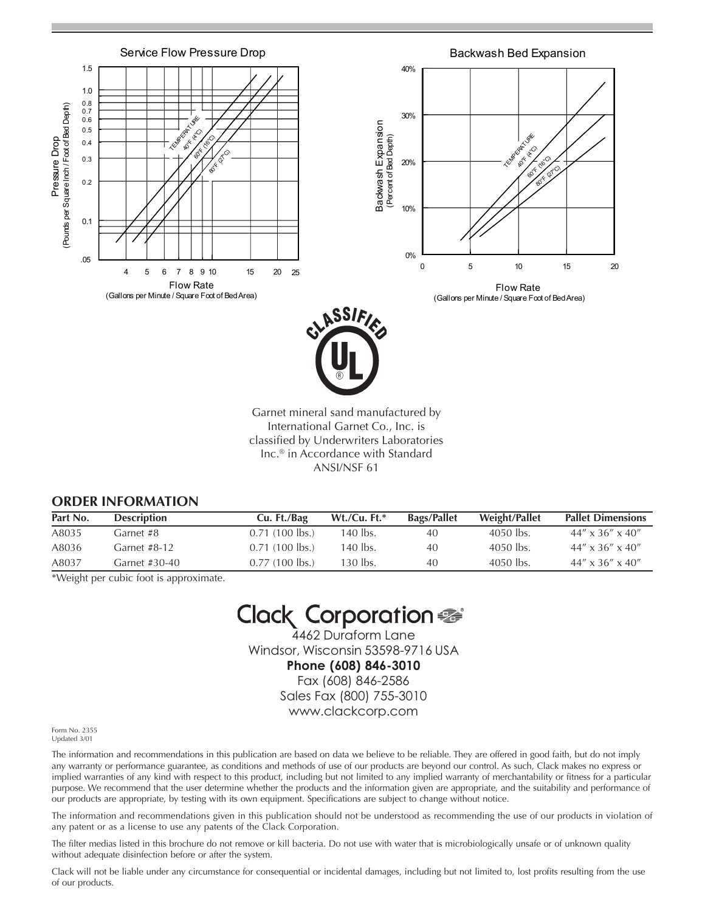Service Flow Pressure Drop

Pressure Drop
(Pounds per Square Inch / Foot of Bed Depth)

1.5
1.0
0.8
0.7
0.6
0.5
0.4
0.3
0.2
0.1
.05

4 5 6 7 8 9 10 15 20 25

Flow Rate
(Gallons per Minute / Square Foot of Bed Area)

TEMPERATURE
40°F (4°C)
60°F (16°C)
80°F (27°C)

Backwash Bed Expansion

Backwash Expansion
(Percent of Bed Depth)

40%
30%
20%
10%
0%

0 5 10 15 20

Flow Rate
(Gallons per Minute / Square Foot of Bed Area)

TEMPERATURE
40°F (4°C)
60°F (16°C)
80°F (27°C)

CLASSIFIED UL ®

Garnet mineral sand manufactured by International Garnet Co., Inc. is classified by Underwriters Laboratories Inc.® in Accordance with Standard ANSI/NSF 61

## ORDER INFORMATION

| Part No. | Description | Cu. Ft./Bag | Wt./Cu. Ft.* | Bags/Pallet | Weight/Pallet | Pallet Dimensions |
|---|---|---|---|---|---|---|
| A8035 | Garnet #8 | 0.71 (100 lbs.) | 140 lbs. | 40 | 4050 lbs. | 44″ x 36″ x 40″ |
| A8036 | Garnet #8-12 | 0.71 (100 lbs.) | 140 lbs. | 40 | 4050 lbs. | 44″ x 36″ x 40″ |
| A8037 | Garnet #30-40 | 0.77 (100 lbs.) | 130 lbs. | 40 | 4050 lbs. | 44″ x 36″ x 40″ |

*Weight per cubic foot is approximate.

Clack Corporation®
4462 Duraform Lane
Windsor, Wisconsin 53598-9716 USA
**Phone (608) 846-3010**
Fax (608) 846-2586
Sales Fax (800) 755-3010
www.clackcorp.com

Form No. 2355
Updated 3/01

The information and recommendations in this publication are based on data we believe to be reliable. They are offered in good faith, but do not imply any warranty or performance guarantee, as conditions and methods of use of our products are beyond our control. As such, Clack makes no express or implied warranties of any kind with respect to this product, including but not limited to any implied warranty of merchantability or fitness for a particular purpose. We recommend that the user determine whether the products and the information given are appropriate, and the suitability and performance of our products are appropriate, by testing with its own equipment. Specifications are subject to change without notice.

The information and recommendations given in this publication should not be understood as recommending the use of our products in violation of any patent or as a license to use any patents of the Clack Corporation.

The filter medias listed in this brochure do not remove or kill bacteria. Do not use with water that is microbiologically unsafe or of unknown quality without adequate disinfection before or after the system.

Clack will not be liable under any circumstance for consequential or incidental damages, including but not limited to, lost profits resulting from the use of our products.